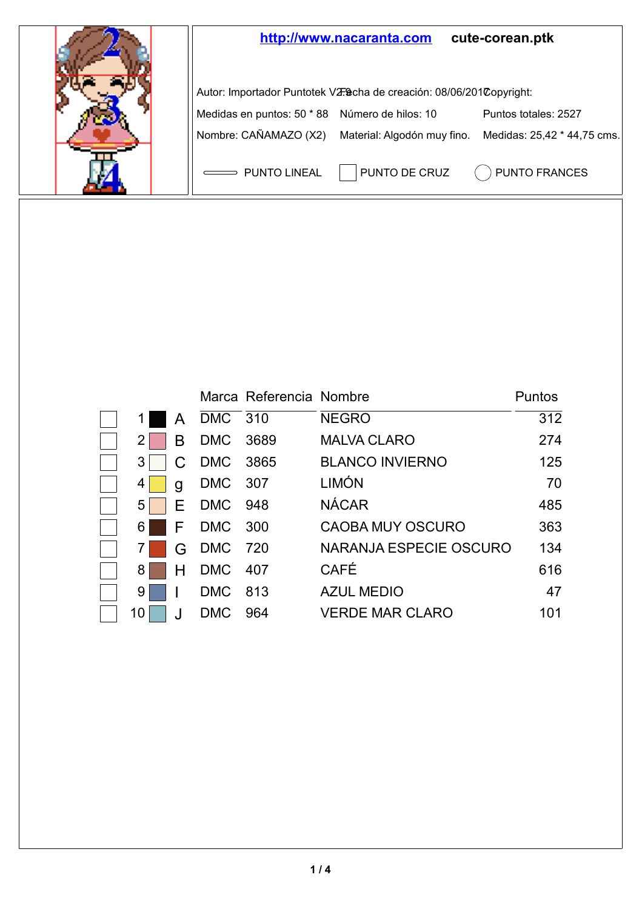http://www.nacaranta.com cute-corean.ptk

Autor: Importador Puntotek V2.9 Fecha de creación: 08/06/2010 Copyright:

Medidas en puntos: 50 * 88 Número de hilos: 10 Puntos totales: 2527

Nombre: CAÑAMAZO (X2) Material: Algodón muy fino. Medidas: 25,42 * 44,75 cms.

PUNTO LINEAL PUNTO DE CRUZ PUNTO FRANCES

| | | | Marca | Referencia | Nombre | Puntos |
|---|---|---|---|---|---|---|
| ☐ | 1 | A | DMC | 310 | NEGRO | 312 |
| ☐ | 2 | B | DMC | 3689 | MALVA CLARO | 274 |
| ☐ | 3 | C | DMC | 3865 | BLANCO INVIERNO | 125 |
| ☐ | 4 | g | DMC | 307 | LIMÓN | 70 |
| ☐ | 5 | E | DMC | 948 | NÁCAR | 485 |
| ☐ | 6 | F | DMC | 300 | CAOBA MUY OSCURO | 363 |
| ☐ | 7 | G | DMC | 720 | NARANJA ESPECIE OSCURO | 134 |
| ☐ | 8 | H | DMC | 407 | CAFÉ | 616 |
| ☐ | 9 | I | DMC | 813 | AZUL MEDIO | 47 |
| ☐ | 10 | J | DMC | 964 | VERDE MAR CLARO | 101 |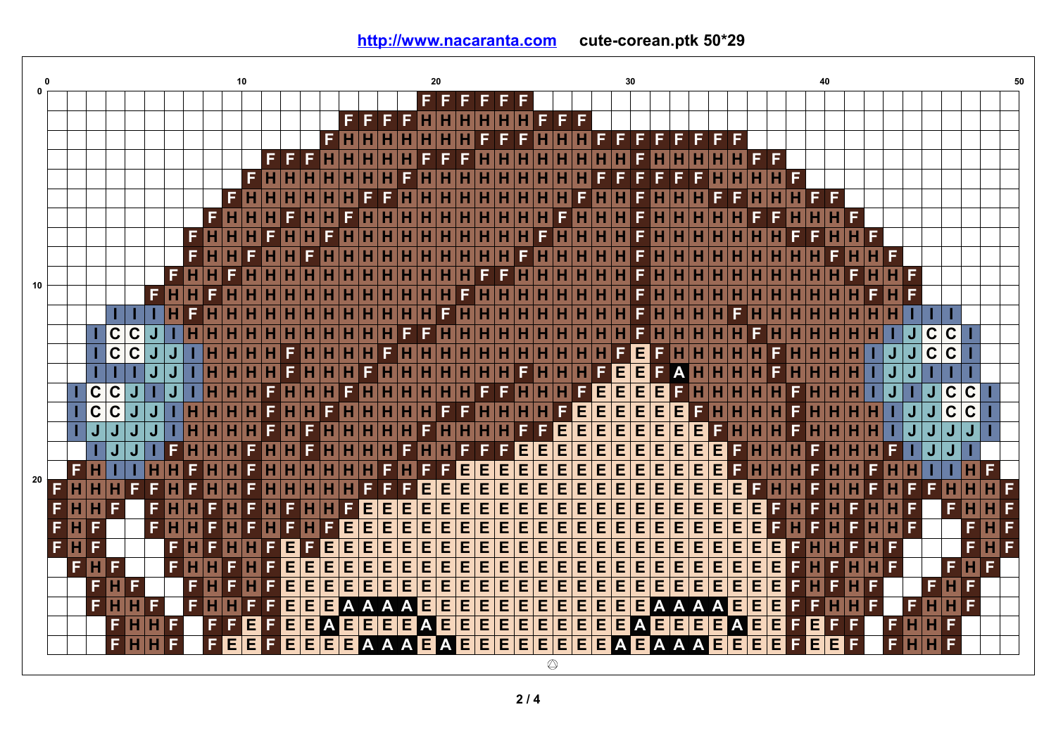**http://www.nacaranta.com** **cute-corean.ptk 50*29**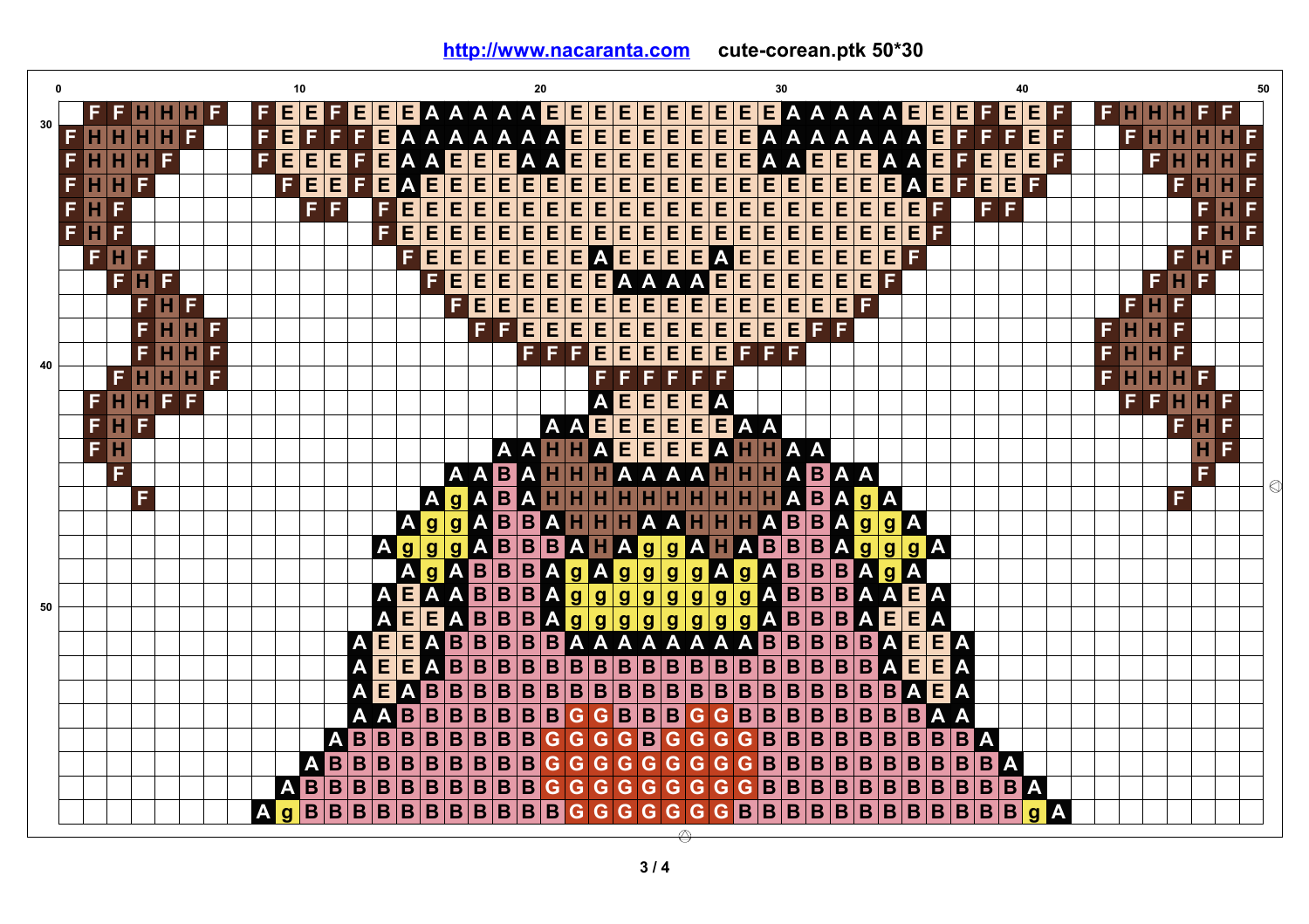http://www.nacaranta.com cute-corean.ptk 50*30

0
10
20
30
40
50

30
40
50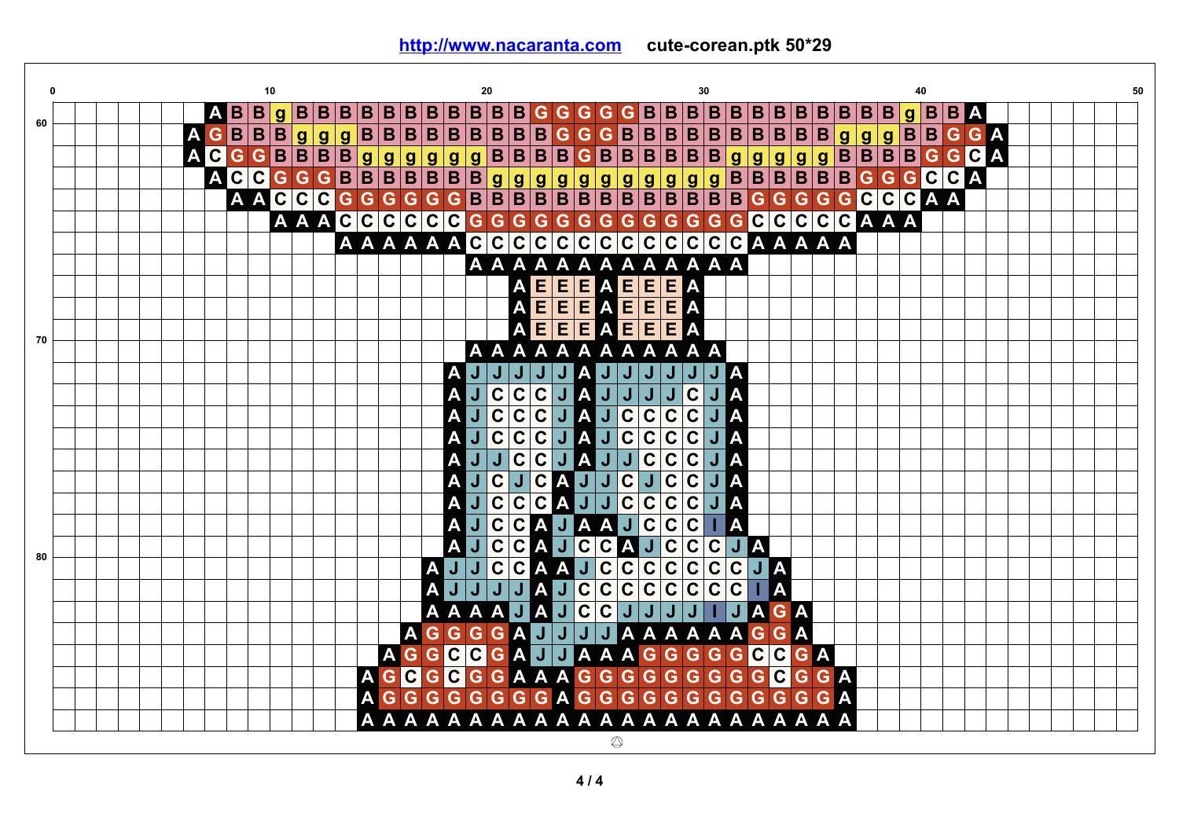http://www.nacaranta.com cute-corean.ptk 50*29

0
10
20
30
40
50
60
70
80